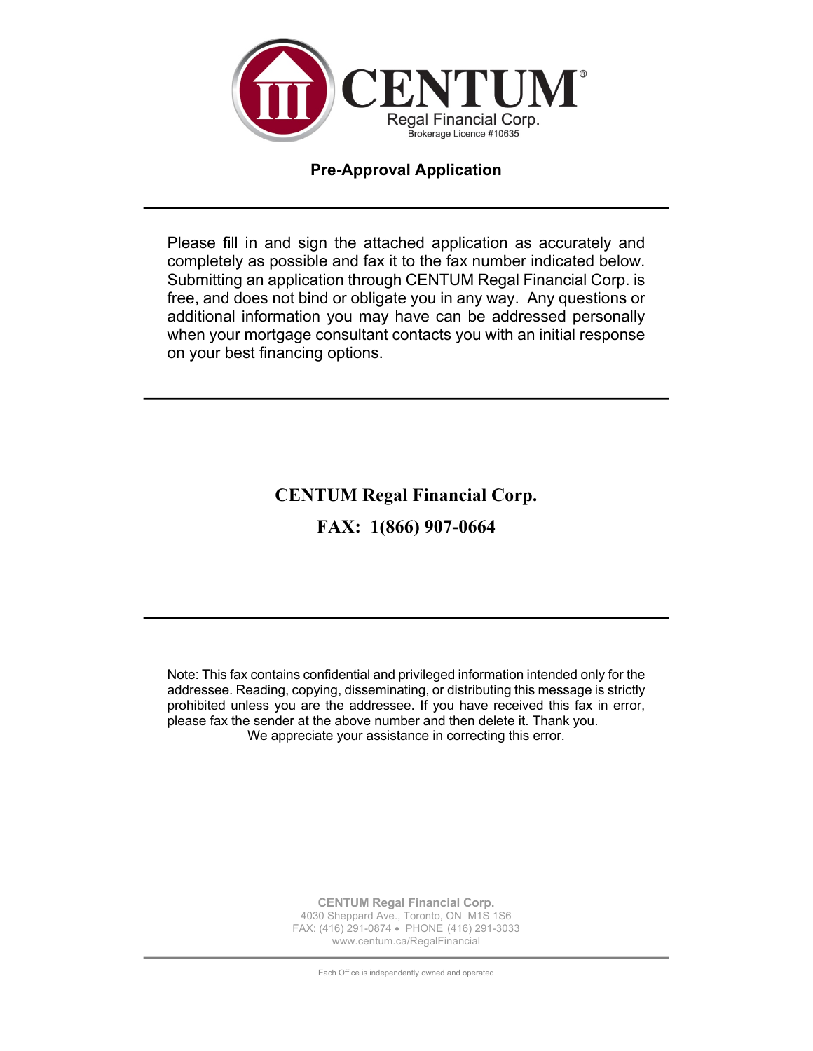# CENTUM®

Regal Financial Corp.
Brokerage Licence #10635

## Pre-Approval Application

---

Please fill in and sign the attached application as accurately and completely as possible and fax it to the fax number indicated below. Submitting an application through CENTUM Regal Financial Corp. is free, and does not bind or obligate you in any way. Any questions or additional information you may have can be addressed personally when your mortgage consultant contacts you with an initial response on your best financing options.

---

**CENTUM Regal Financial Corp.**

**FAX: 1(866) 907-0664**

---

Note: This fax contains confidential and privileged information intended only for the addressee. Reading, copying, disseminating, or distributing this message is strictly prohibited unless you are the addressee. If you have received this fax in error, please fax the sender at the above number and then delete it. Thank you. We appreciate your assistance in correcting this error.

**CENTUM Regal Financial Corp.**
4030 Sheppard Ave., Toronto, ON M1S 1S6
FAX: (416) 291-0874 • PHONE (416) 291-3033
www.centum.ca/RegalFinancial

Each Office is independently owned and operated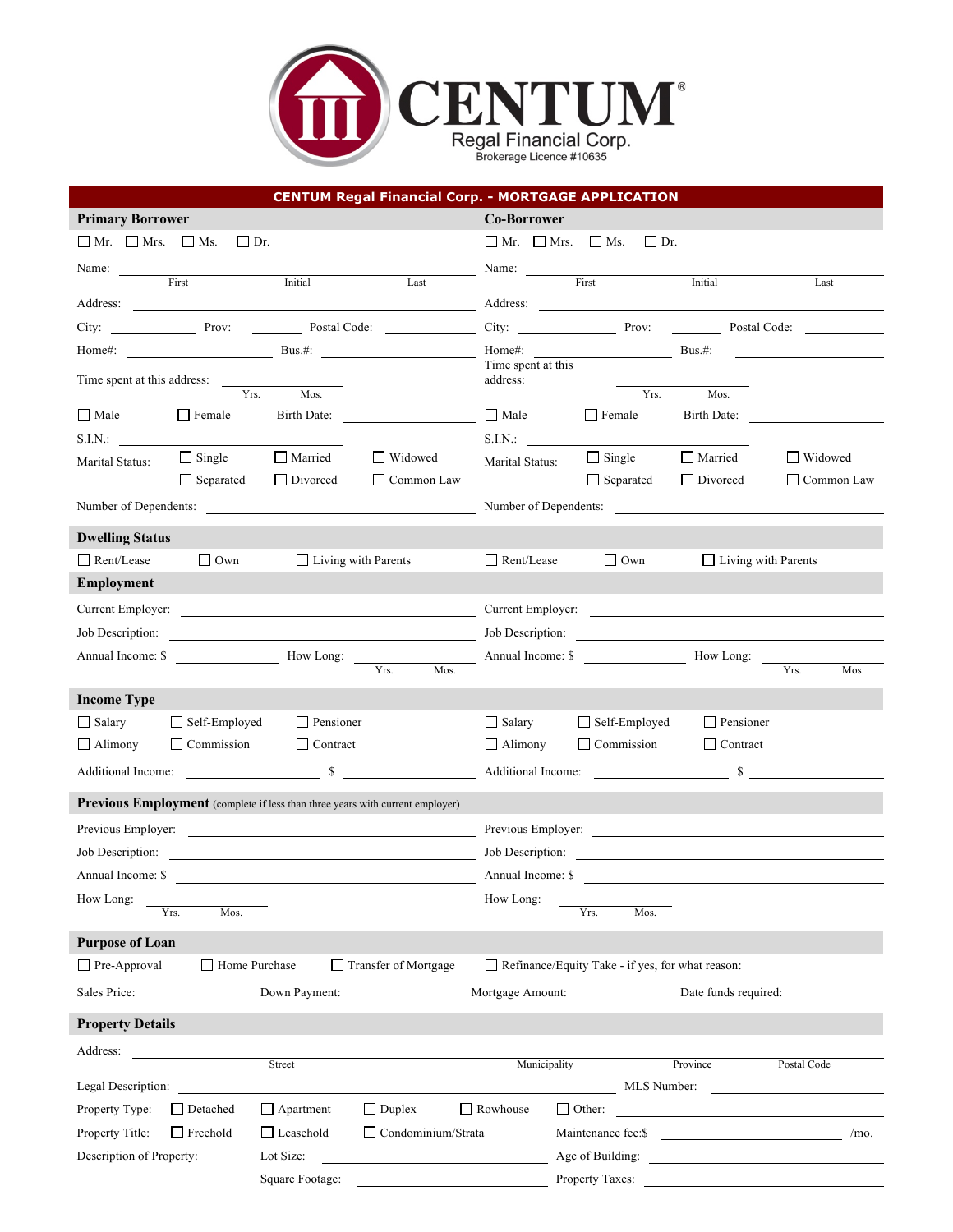# CENTUM

Regal Financial Corp.

Brokerage Licence #10635

## CENTUM Regal Financial Corp. - MORTGAGE APPLICATION

### Primary Borrower

☐ Mr. ☐ Mrs. ☐ Ms. ☐ Dr.

Name: ______________________ (First) ______ (Initial) ______ (Last)

Address: ______________________

City: __________ Prov: ______ Postal Code: __________

Home#: __________ Bus.#: __________

Time spent at this address: ______ Yrs. ______ Mos.

☐ Male ☐ Female Birth Date: __________

S.I.N.: __________

Marital Status: ☐ Single ☐ Married ☐ Widowed ☐ Separated ☐ Divorced ☐ Common Law

Number of Dependents: __________

### Co-Borrower

☐ Mr. ☐ Mrs. ☐ Ms. ☐ Dr.

Name: ______________________ (First) ______ (Initial) ______ (Last)

Address: ______________________

City: __________ Prov: ______ Postal Code: __________

Home#: __________ Bus.#: __________

Time spent at this address: ______ Yrs. ______ Mos.

☐ Male ☐ Female Birth Date: __________

S.I.N.: __________

Marital Status: ☐ Single ☐ Married ☐ Widowed ☐ Separated ☐ Divorced ☐ Common Law

Number of Dependents: __________

### Dwelling Status

Primary Borrower: ☐ Rent/Lease ☐ Own ☐ Living with Parents

Co-Borrower: ☐ Rent/Lease ☐ Own ☐ Living with Parents

### Employment

**Primary Borrower**

Current Employer: __________

Job Description: __________

Annual Income: $ __________ How Long: ______ Yrs. ______ Mos.

**Co-Borrower**

Current Employer: __________

Job Description: __________

Annual Income: $ __________ How Long: ______ Yrs. ______ Mos.

### Income Type

**Primary Borrower**

☐ Salary ☐ Self-Employed ☐ Pensioner ☐ Alimony ☐ Commission ☐ Contract

Additional Income: __________ $ __________

**Co-Borrower**

☐ Salary ☐ Self-Employed ☐ Pensioner ☐ Alimony ☐ Commission ☐ Contract

Additional Income: __________ $ __________

### Previous Employment (complete if less than three years with current employer)

**Primary Borrower**

Previous Employer: __________

Job Description: __________

Annual Income: $ __________

How Long: ______ Yrs. ______ Mos.

**Co-Borrower**

Previous Employer: __________

Job Description: __________

Annual Income: $ __________

How Long: ______ Yrs. ______ Mos.

### Purpose of Loan

☐ Pre-Approval ☐ Home Purchase ☐ Transfer of Mortgage ☐ Refinance/Equity Take - if yes, for what reason: __________

Sales Price: __________ Down Payment: __________ Mortgage Amount: __________ Date funds required: __________

### Property Details

Address: ______________ (Street) ______________ (Municipality) ______ (Province) ______ (Postal Code)

Legal Description: __________ MLS Number: __________

Property Type: ☐ Detached ☐ Apartment ☐ Duplex ☐ Rowhouse ☐ Other: __________

Property Title: ☐ Freehold ☐ Leasehold ☐ Condominium/Strata Maintenance fee:$ __________ /mo.

Description of Property: Lot Size: __________ Age of Building: __________

Square Footage: __________ Property Taxes: __________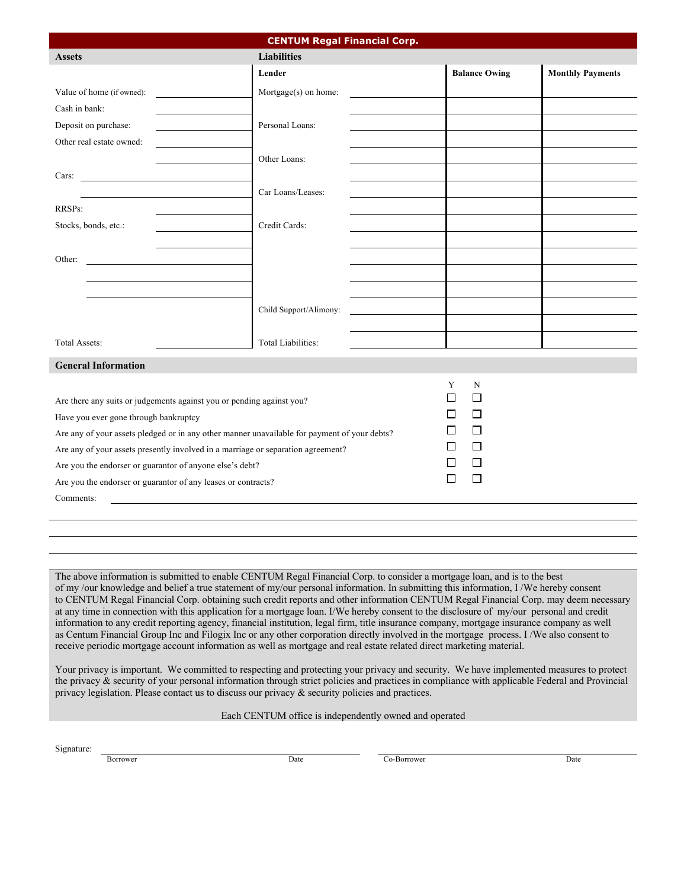## CENTUM Regal Financial Corp.

| Assets | | Liabilities | Lender | Balance Owing | Monthly Payments |
|---|---|---|---|---|---|
| Value of home (if owned): | | Mortgage(s) on home: | | | |
| Cash in bank: | | | | | |
| Deposit on purchase: | | Personal Loans: | | | |
| Other real estate owned: | | | | | |
| | | Other Loans: | | | |
| Cars: | | | | | |
| | | Car Loans/Leases: | | | |
| RRSPs: | | | | | |
| Stocks, bonds, etc.: | | Credit Cards: | | | |
| | | | | | |
| Other: | | | | | |
| | | | | | |
| | | | | | |
| | | Child Support/Alimony: | | | |
| | | | | | |
| Total Assets: | | Total Liabilities: | | | |

### General Information

| | Y | N |
|---|---|---|
| Are there any suits or judgements against you or pending against you? | ☐ | ☐ |
| Have you ever gone through bankruptcy | ☐ | ☐ |
| Are any of your assets pledged or in any other manner unavailable for payment of your debts? | ☐ | ☐ |
| Are any of your assets presently involved in a marriage or separation agreement? | ☐ | ☐ |
| Are you the endorser or guarantor of anyone else's debt? | ☐ | ☐ |
| Are you the endorser or guarantor of any leases or contracts? | ☐ | ☐ |

Comments: ______________________________________________

______________________________________________

______________________________________________

______________________________________________

The above information is submitted to enable CENTUM Regal Financial Corp. to consider a mortgage loan, and is to the best of my /our knowledge and belief a true statement of my/our personal information. In submitting this information, I /We hereby consent to CENTUM Regal Financial Corp. obtaining such credit reports and other information CENTUM Regal Financial Corp. may deem necessary at any time in connection with this application for a mortgage loan. I/We hereby consent to the disclosure of my/our personal and credit information to any credit reporting agency, financial institution, legal firm, title insurance company, mortgage insurance company as well as Centum Financial Group Inc and Filogix Inc or any other corporation directly involved in the mortgage process. I /We also consent to receive periodic mortgage account information as well as mortgage and real estate related direct marketing material.

Your privacy is important. We committed to respecting and protecting your privacy and security. We have implemented measures to protect the privacy & security of your personal information through strict policies and practices in compliance with applicable Federal and Provincial privacy legislation. Please contact us to discuss our privacy & security policies and practices.

Each CENTUM office is independently owned and operated

Signature: ______________________________ ______________________________

Borrower Date Co-Borrower Date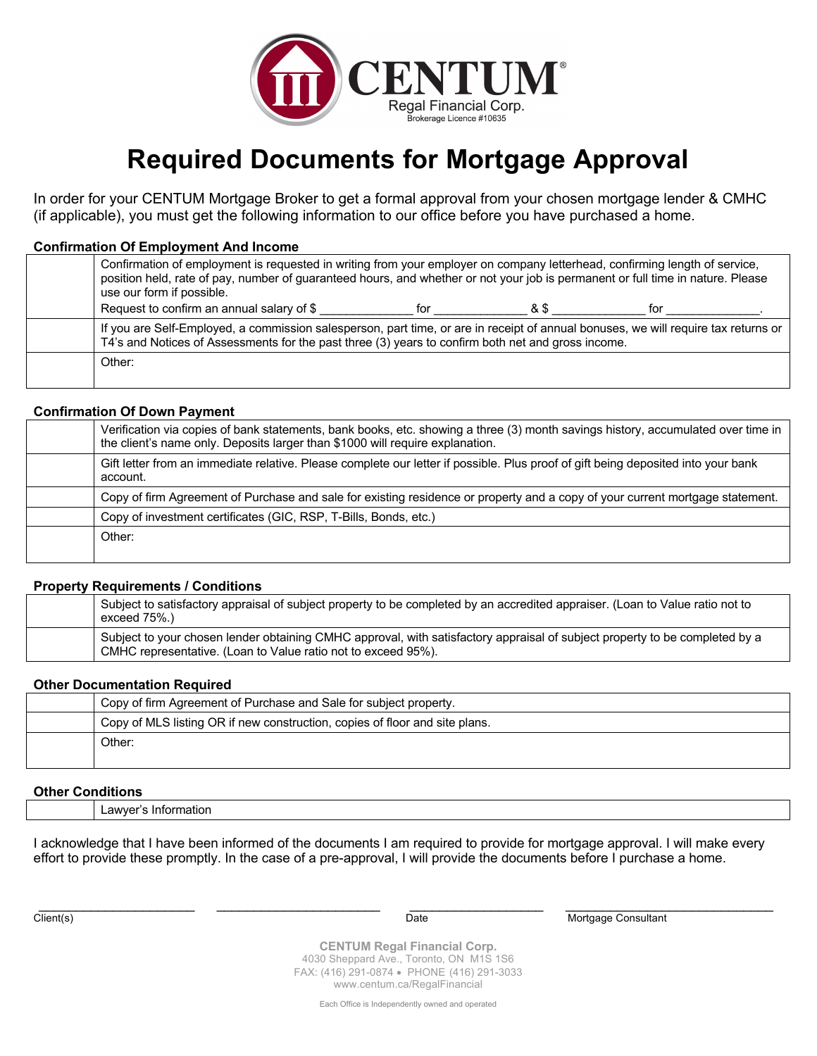CENTUM
Regal Financial Corp.
Brokerage Licence #10635

# Required Documents for Mortgage Approval

In order for your CENTUM Mortgage Broker to get a formal approval from your chosen mortgage lender & CMHC (if applicable), you must get the following information to our office before you have purchased a home.

**Confirmation Of Employment And Income**

| | |
|---|---|
| | Confirmation of employment is requested in writing from your employer on company letterhead, confirming length of service, position held, rate of pay, number of guaranteed hours, and whether or not your job is permanent or full time in nature. Please use our form if possible. Request to confirm an annual salary of $ _____________ for _____________ & $ _____________ for _____________. |
| | If you are Self-Employed, a commission salesperson, part time, or are in receipt of annual bonuses, we will require tax returns or T4's and Notices of Assessments for the past three (3) years to confirm both net and gross income. |
| | Other: |

**Confirmation Of Down Payment**

| | |
|---|---|
| | Verification via copies of bank statements, bank books, etc. showing a three (3) month savings history, accumulated over time in the client's name only. Deposits larger than $1000 will require explanation. |
| | Gift letter from an immediate relative. Please complete our letter if possible. Plus proof of gift being deposited into your bank account. |
| | Copy of firm Agreement of Purchase and sale for existing residence or property and a copy of your current mortgage statement. |
| | Copy of investment certificates (GIC, RSP, T-Bills, Bonds, etc.) |
| | Other: |

**Property Requirements / Conditions**

| | |
|---|---|
| | Subject to satisfactory appraisal of subject property to be completed by an accredited appraiser. (Loan to Value ratio not to exceed 75%.) |
| | Subject to your chosen lender obtaining CMHC approval, with satisfactory appraisal of subject property to be completed by a CMHC representative. (Loan to Value ratio not to exceed 95%). |

**Other Documentation Required**

| | |
|---|---|
| | Copy of firm Agreement of Purchase and Sale for subject property. |
| | Copy of MLS listing OR if new construction, copies of floor and site plans. |
| | Other: |

**Other Conditions**

| | |
|---|---|
| | Lawyer's Information |

I acknowledge that I have been informed of the documents I am required to provide for mortgage approval. I will make every effort to provide these promptly. In the case of a pre-approval, I will provide the documents before I purchase a home.

______________________ ______________________ ______________________ ______________________

Client(s) Date Mortgage Consultant

**CENTUM Regal Financial Corp.**
4030 Sheppard Ave., Toronto, ON M1S 1S6
FAX: (416) 291-0874 • PHONE (416) 291-3033
www.centum.ca/RegalFinancial

Each Office is Independently owned and operated